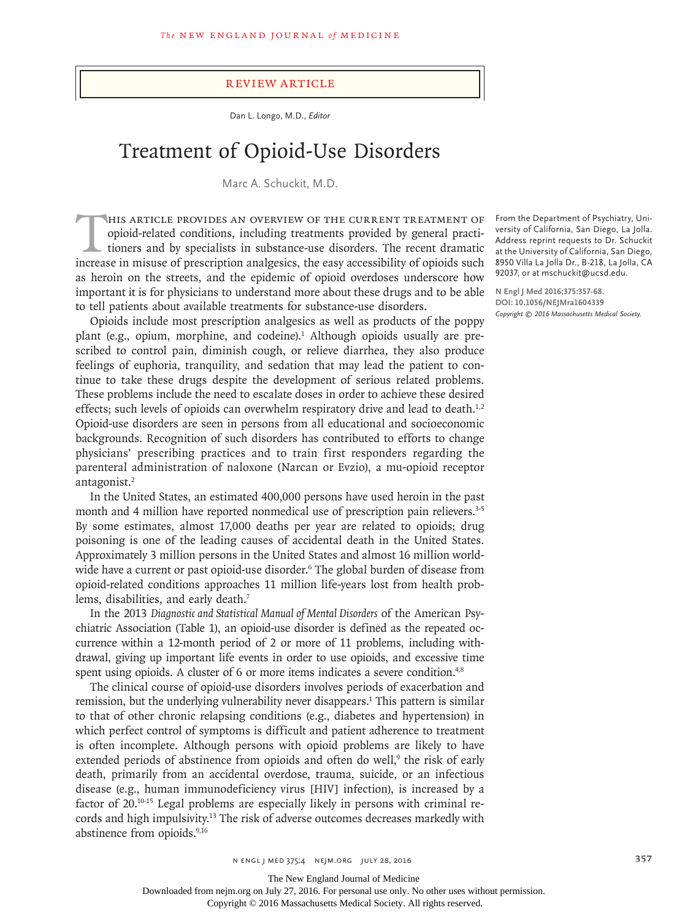Review Article

Dan L. Longo, M.D., *Editor*

# Treatment of Opioid-Use Disorders

Marc A. Schuckit, M.D.

From the Department of Psychiatry, University of California, San Diego, La Jolla. Address reprint requests to Dr. Schuckit at the University of California, San Diego, 8950 Villa La Jolla Dr., B-218, La Jolla, CA 92037, or at mschuckit@ucsd.edu.

**N Engl J Med 2016;375:357-68.**
**DOI: 10.1056/NEJMra1604339**
*Copyright © 2016 Massachusetts Medical Society.*

This article provides an overview of the current treatment of opioid-related conditions, including treatments provided by general practitioners and by specialists in substance-use disorders. The recent dramatic increase in misuse of prescription analgesics, the easy accessibility of opioids such as heroin on the streets, and the epidemic of opioid overdoses underscore how important it is for physicians to understand more about these drugs and to be able to tell patients about available treatments for substance-use disorders.

Opioids include most prescription analgesics as well as products of the poppy plant (e.g., opium, morphine, and codeine).[1] Although opioids usually are prescribed to control pain, diminish cough, or relieve diarrhea, they also produce feelings of euphoria, tranquility, and sedation that may lead the patient to continue to take these drugs despite the development of serious related problems. These problems include the need to escalate doses in order to achieve these desired effects; such levels of opioids can overwhelm respiratory drive and lead to death.[1,2] Opioid-use disorders are seen in persons from all educational and socioeconomic backgrounds. Recognition of such disorders has contributed to efforts to change physicians' prescribing practices and to train first responders regarding the parenteral administration of naloxone (Narcan or Evzio), a mu-opioid receptor antagonist.[2]

In the United States, an estimated 400,000 persons have used heroin in the past month and 4 million have reported nonmedical use of prescription pain relievers.[3-5] By some estimates, almost 17,000 deaths per year are related to opioids; drug poisoning is one of the leading causes of accidental death in the United States. Approximately 3 million persons in the United States and almost 16 million worldwide have a current or past opioid-use disorder.[6] The global burden of disease from opioid-related conditions approaches 11 million life-years lost from health problems, disabilities, and early death.[7]

In the 2013 *Diagnostic and Statistical Manual of Mental Disorders* of the American Psychiatric Association (Table 1), an opioid-use disorder is defined as the repeated occurrence within a 12-month period of 2 or more of 11 problems, including withdrawal, giving up important life events in order to use opioids, and excessive time spent using opioids. A cluster of 6 or more items indicates a severe condition.[4,8]

The clinical course of opioid-use disorders involves periods of exacerbation and remission, but the underlying vulnerability never disappears.[1] This pattern is similar to that of other chronic relapsing conditions (e.g., diabetes and hypertension) in which perfect control of symptoms is difficult and patient adherence to treatment is often incomplete. Although persons with opioid problems are likely to have extended periods of abstinence from opioids and often do well,[9] the risk of early death, primarily from an accidental overdose, trauma, suicide, or an infectious disease (e.g., human immunodeficiency virus [HIV] infection), is increased by a factor of 20.[10-15] Legal problems are especially likely in persons with criminal records and high impulsivity.[13] The risk of adverse outcomes decreases markedly with abstinence from opioids.[9,16]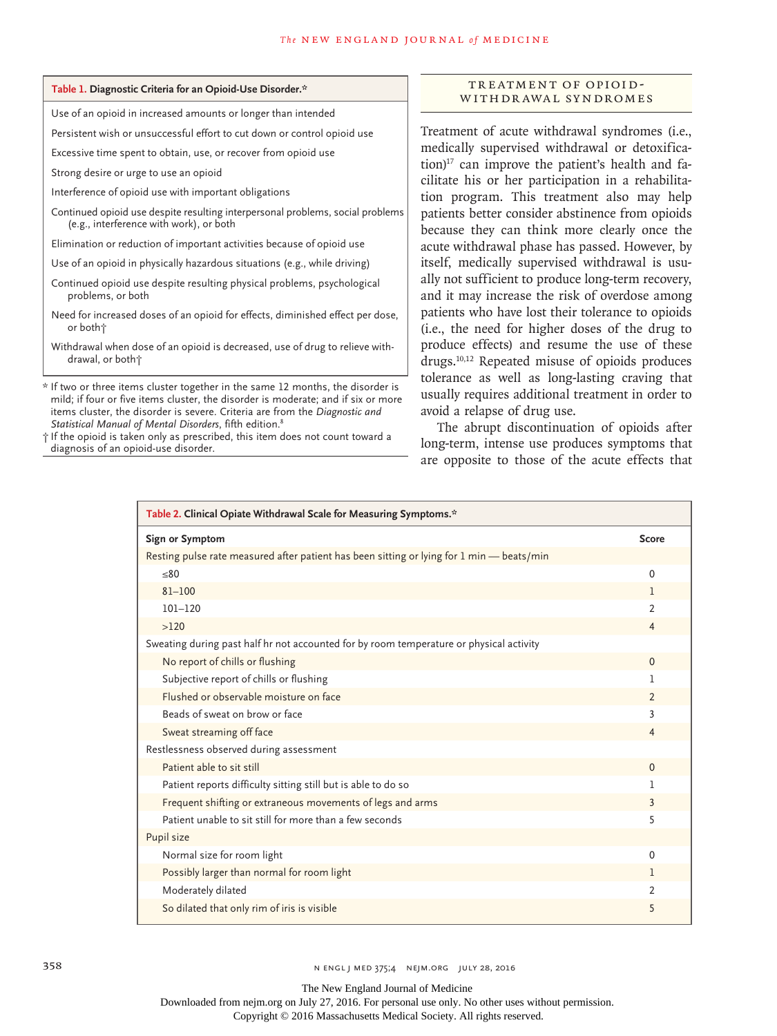**Table 1. Diagnostic Criteria for an Opioid-Use Disorder.***

| |
|---|
| Use of an opioid in increased amounts or longer than intended |
| Persistent wish or unsuccessful effort to cut down or control opioid use |
| Excessive time spent to obtain, use, or recover from opioid use |
| Strong desire or urge to use an opioid |
| Interference of opioid use with important obligations |
| Continued opioid use despite resulting interpersonal problems, social problems (e.g., interference with work), or both |
| Elimination or reduction of important activities because of opioid use |
| Use of an opioid in physically hazardous situations (e.g., while driving) |
| Continued opioid use despite resulting physical problems, psychological problems, or both |
| Need for increased doses of an opioid for effects, diminished effect per dose, or both† |
| Withdrawal when dose of an opioid is decreased, use of drug to relieve withdrawal, or both† |

\* If two or three items cluster together in the same 12 months, the disorder is mild; if four or five items cluster, the disorder is moderate; and if six or more items cluster, the disorder is severe. Criteria are from the *Diagnostic and Statistical Manual of Mental Disorders*, fifth edition.[8]

† If the opioid is taken only as prescribed, this item does not count toward a diagnosis of an opioid-use disorder.

## TREATMENT OF OPIOID-WITHDRAWAL SYNDROMES

Treatment of acute withdrawal syndromes (i.e., medically supervised withdrawal or detoxification)[17] can improve the patient's health and facilitate his or her participation in a rehabilitation program. This treatment also may help patients better consider abstinence from opioids because they can think more clearly once the acute withdrawal phase has passed. However, by itself, medically supervised withdrawal is usually not sufficient to produce long-term recovery, and it may increase the risk of overdose among patients who have lost their tolerance to opioids (i.e., the need for higher doses of the drug to produce effects) and resume the use of these drugs.[10,12] Repeated misuse of opioids produces tolerance as well as long-lasting craving that usually requires additional treatment in order to avoid a relapse of drug use.

The abrupt discontinuation of opioids after long-term, intense use produces symptoms that are opposite to those of the acute effects that

**Table 2. Clinical Opiate Withdrawal Scale for Measuring Symptoms.***

| Sign or Symptom | Score |
|---|---|
| Resting pulse rate measured after patient has been sitting or lying for 1 min — beats/min | |
| ≤80 | 0 |
| 81–100 | 1 |
| 101–120 | 2 |
| >120 | 4 |
| Sweating during past half hr not accounted for by room temperature or physical activity | |
| No report of chills or flushing | 0 |
| Subjective report of chills or flushing | 1 |
| Flushed or observable moisture on face | 2 |
| Beads of sweat on brow or face | 3 |
| Sweat streaming off face | 4 |
| Restlessness observed during assessment | |
| Patient able to sit still | 0 |
| Patient reports difficulty sitting still but is able to do so | 1 |
| Frequent shifting or extraneous movements of legs and arms | 3 |
| Patient unable to sit still for more than a few seconds | 5 |
| Pupil size | |
| Normal size for room light | 0 |
| Possibly larger than normal for room light | 1 |
| Moderately dilated | 2 |
| So dilated that only rim of iris is visible | 5 |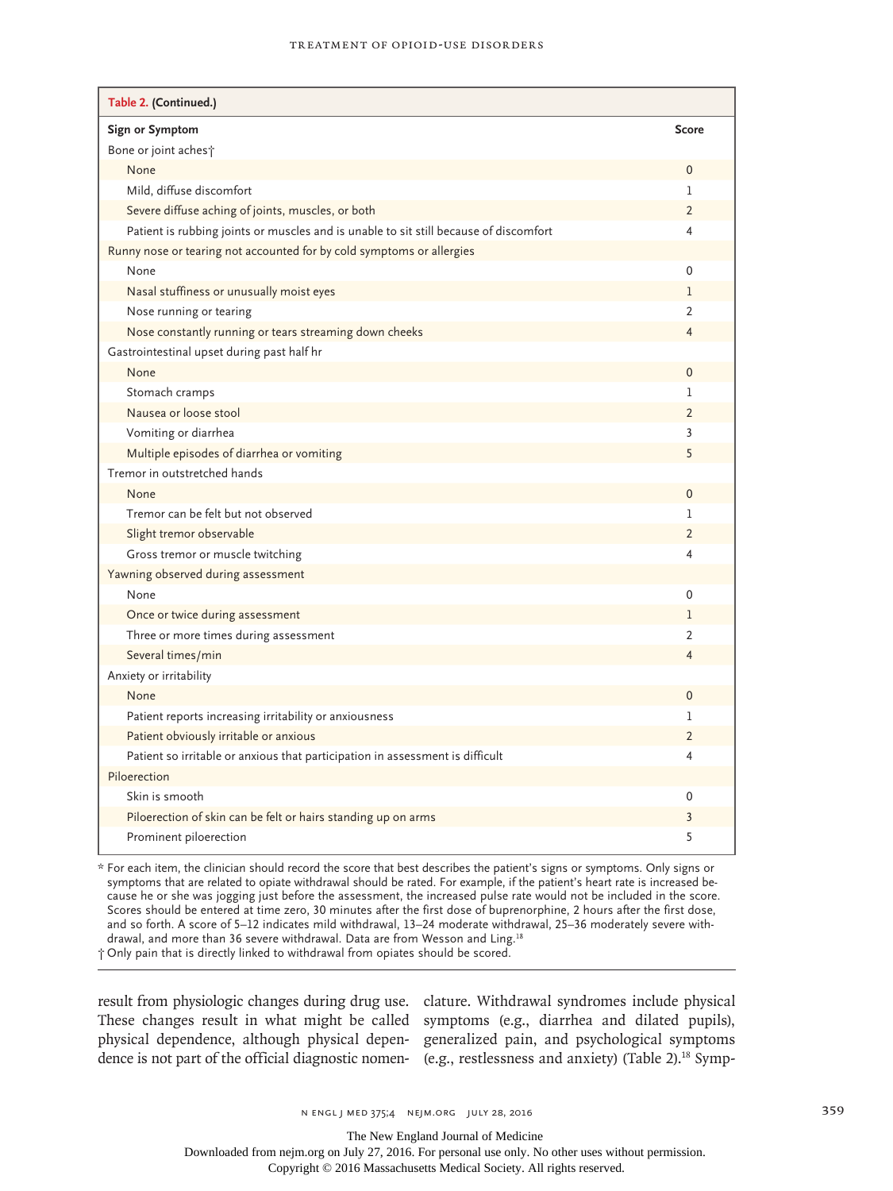**Table 2. (Continued.)**

| Sign or Symptom | Score |
|---|---|
| Bone or joint aches† | |
| None | 0 |
| Mild, diffuse discomfort | 1 |
| Severe diffuse aching of joints, muscles, or both | 2 |
| Patient is rubbing joints or muscles and is unable to sit still because of discomfort | 4 |
| Runny nose or tearing not accounted for by cold symptoms or allergies | |
| None | 0 |
| Nasal stuffiness or unusually moist eyes | 1 |
| Nose running or tearing | 2 |
| Nose constantly running or tears streaming down cheeks | 4 |
| Gastrointestinal upset during past half hr | |
| None | 0 |
| Stomach cramps | 1 |
| Nausea or loose stool | 2 |
| Vomiting or diarrhea | 3 |
| Multiple episodes of diarrhea or vomiting | 5 |
| Tremor in outstretched hands | |
| None | 0 |
| Tremor can be felt but not observed | 1 |
| Slight tremor observable | 2 |
| Gross tremor or muscle twitching | 4 |
| Yawning observed during assessment | |
| None | 0 |
| Once or twice during assessment | 1 |
| Three or more times during assessment | 2 |
| Several times/min | 4 |
| Anxiety or irritability | |
| None | 0 |
| Patient reports increasing irritability or anxiousness | 1 |
| Patient obviously irritable or anxious | 2 |
| Patient so irritable or anxious that participation in assessment is difficult | 4 |
| Piloerection | |
| Skin is smooth | 0 |
| Piloerection of skin can be felt or hairs standing up on arms | 3 |
| Prominent piloerection | 5 |

\* For each item, the clinician should record the score that best describes the patient's signs or symptoms. Only signs or symptoms that are related to opiate withdrawal should be rated. For example, if the patient's heart rate is increased because he or she was jogging just before the assessment, the increased pulse rate would not be included in the score. Scores should be entered at time zero, 30 minutes after the first dose of buprenorphine, 2 hours after the first dose, and so forth. A score of 5–12 indicates mild withdrawal, 13–24 moderate withdrawal, 25–36 moderately severe withdrawal, and more than 36 severe withdrawal. Data are from Wesson and Ling.[18]

† Only pain that is directly linked to withdrawal from opiates should be scored.

result from physiologic changes during drug use. These changes result in what might be called physical dependence, although physical dependence is not part of the official diagnostic nomenclature. Withdrawal syndromes include physical symptoms (e.g., diarrhea and dilated pupils), generalized pain, and psychological symptoms (e.g., restlessness and anxiety) (Table 2).[18] Symp-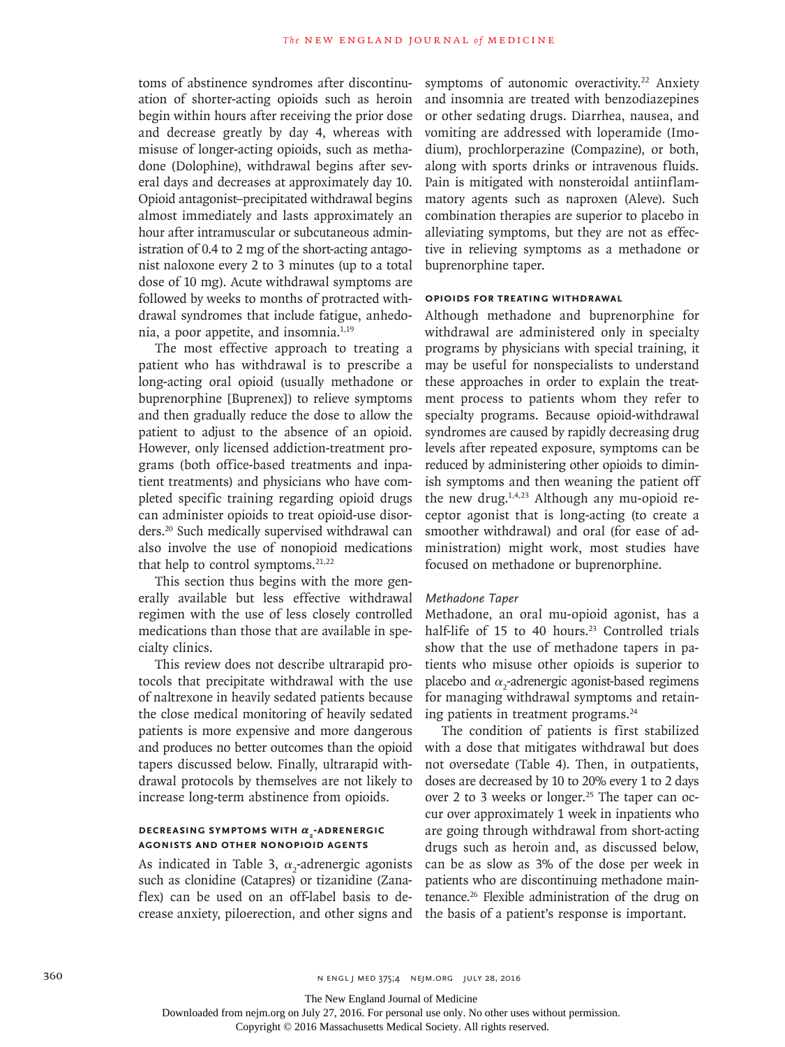toms of abstinence syndromes after discontinuation of shorter-acting opioids such as heroin begin within hours after receiving the prior dose and decrease greatly by day 4, whereas with misuse of longer-acting opioids, such as methadone (Dolophine), withdrawal begins after several days and decreases at approximately day 10. Opioid antagonist–precipitated withdrawal begins almost immediately and lasts approximately an hour after intramuscular or subcutaneous administration of 0.4 to 2 mg of the short-acting antagonist naloxone every 2 to 3 minutes (up to a total dose of 10 mg). Acute withdrawal symptoms are followed by weeks to months of protracted withdrawal syndromes that include fatigue, anhedonia, a poor appetite, and insomnia.[1,19]

The most effective approach to treating a patient who has withdrawal is to prescribe a long-acting oral opioid (usually methadone or buprenorphine [Buprenex]) to relieve symptoms and then gradually reduce the dose to allow the patient to adjust to the absence of an opioid. However, only licensed addiction-treatment programs (both office-based treatments and inpatient treatments) and physicians who have completed specific training regarding opioid drugs can administer opioids to treat opioid-use disorders.[20] Such medically supervised withdrawal can also involve the use of nonopioid medications that help to control symptoms.[21,22]

This section thus begins with the more generally available but less effective withdrawal regimen with the use of less closely controlled medications than those that are available in specialty clinics.

This review does not describe ultrarapid protocols that precipitate withdrawal with the use of naltrexone in heavily sedated patients because the close medical monitoring of heavily sedated patients is more expensive and more dangerous and produces no better outcomes than the opioid tapers discussed below. Finally, ultrarapid withdrawal protocols by themselves are not likely to increase long-term abstinence from opioids.

### DECREASING SYMPTOMS WITH $\alpha_2$-ADRENERGIC AGONISTS AND OTHER NONOPIOID AGENTS

As indicated in Table 3, $\alpha_2$-adrenergic agonists such as clonidine (Catapres) or tizanidine (Zanaflex) can be used on an off-label basis to decrease anxiety, piloerection, and other signs and symptoms of autonomic overactivity.[22] Anxiety and insomnia are treated with benzodiazepines or other sedating drugs. Diarrhea, nausea, and vomiting are addressed with loperamide (Imodium), prochlorperazine (Compazine), or both, along with sports drinks or intravenous fluids. Pain is mitigated with nonsteroidal antiinflammatory agents such as naproxen (Aleve). Such combination therapies are superior to placebo in alleviating symptoms, but they are not as effective in relieving symptoms as a methadone or buprenorphine taper.

### OPIOIDS FOR TREATING WITHDRAWAL

Although methadone and buprenorphine for withdrawal are administered only in specialty programs by physicians with special training, it may be useful for nonspecialists to understand these approaches in order to explain the treatment process to patients whom they refer to specialty programs. Because opioid-withdrawal syndromes are caused by rapidly decreasing drug levels after repeated exposure, symptoms can be reduced by administering other opioids to diminish symptoms and then weaning the patient off the new drug.[1,4,23] Although any mu-opioid receptor agonist that is long-acting (to create a smoother withdrawal) and oral (for ease of administration) might work, most studies have focused on methadone or buprenorphine.

#### *Methadone Taper*

Methadone, an oral mu-opioid agonist, has a half-life of 15 to 40 hours.[23] Controlled trials show that the use of methadone tapers in patients who misuse other opioids is superior to placebo and $\alpha_2$-adrenergic agonist-based regimens for managing withdrawal symptoms and retaining patients in treatment programs.[24]

The condition of patients is first stabilized with a dose that mitigates withdrawal but does not oversedate (Table 4). Then, in outpatients, doses are decreased by 10 to 20% every 1 to 2 days over 2 to 3 weeks or longer.[25] The taper can occur over approximately 1 week in inpatients who are going through withdrawal from short-acting drugs such as heroin and, as discussed below, can be as slow as 3% of the dose per week in patients who are discontinuing methadone maintenance.[26] Flexible administration of the drug on the basis of a patient's response is important.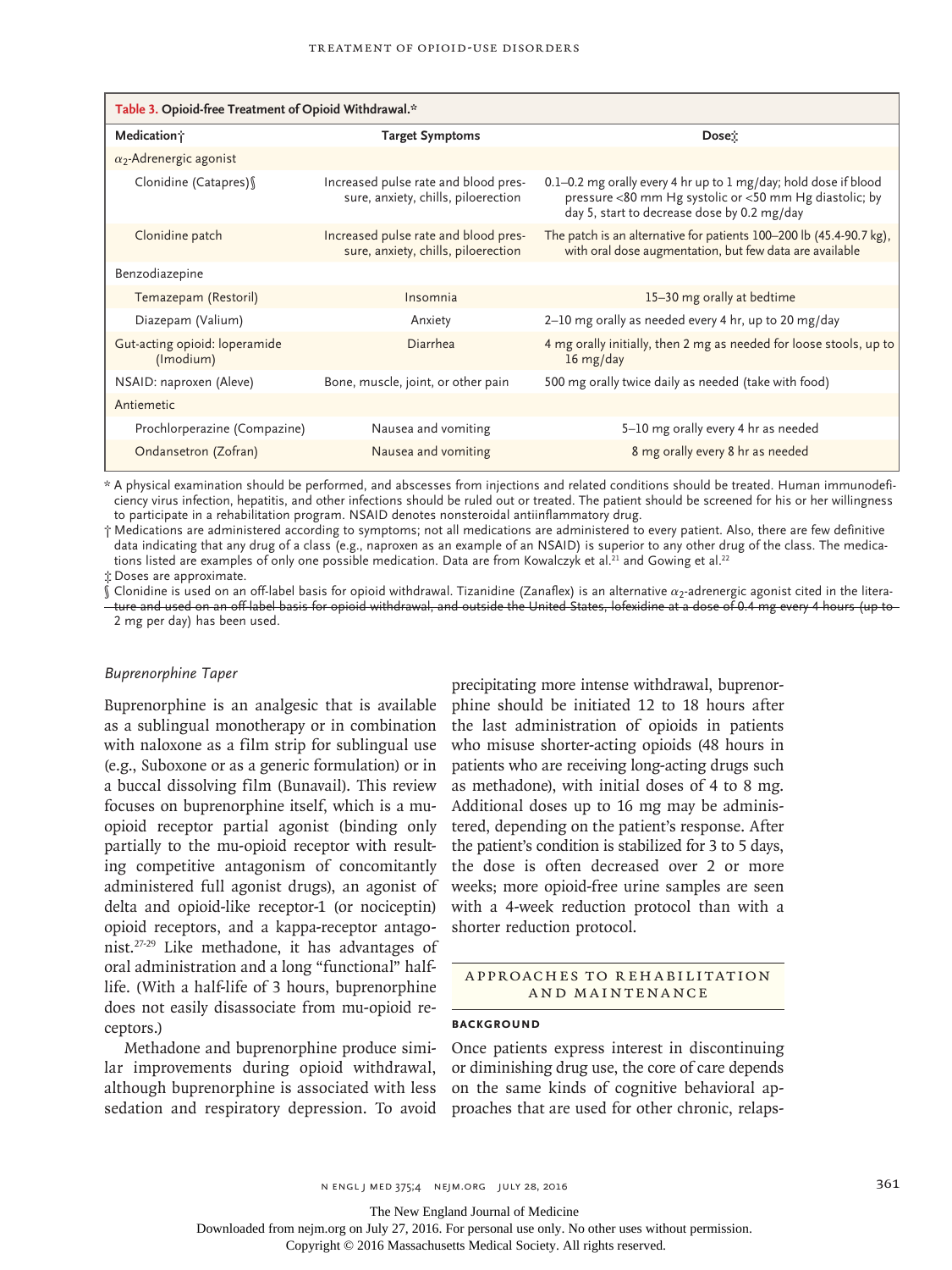**Table 3. Opioid-free Treatment of Opioid Withdrawal.***

| Medication† | Target Symptoms | Dose‡ |
|---|---|---|
| $\alpha_2$-Adrenergic agonist | | |
| Clonidine (Catapres)§ | Increased pulse rate and blood pressure, anxiety, chills, piloerection | 0.1–0.2 mg orally every 4 hr up to 1 mg/day; hold dose if blood pressure <80 mm Hg systolic or <50 mm Hg diastolic; by day 5, start to decrease dose by 0.2 mg/day |
| Clonidine patch | Increased pulse rate and blood pressure, anxiety, chills, piloerection | The patch is an alternative for patients 100–200 lb (45.4-90.7 kg), with oral dose augmentation, but few data are available |
| Benzodiazepine | | |
| Temazepam (Restoril) | Insomnia | 15–30 mg orally at bedtime |
| Diazepam (Valium) | Anxiety | 2–10 mg orally as needed every 4 hr, up to 20 mg/day |
| Gut-acting opioid: loperamide (Imodium) | Diarrhea | 4 mg orally initially, then 2 mg as needed for loose stools, up to 16 mg/day |
| NSAID: naproxen (Aleve) | Bone, muscle, joint, or other pain | 500 mg orally twice daily as needed (take with food) |
| Antiemetic | | |
| Prochlorperazine (Compazine) | Nausea and vomiting | 5–10 mg orally every 4 hr as needed |
| Ondansetron (Zofran) | Nausea and vomiting | 8 mg orally every 8 hr as needed |

\* A physical examination should be performed, and abscesses from injections and related conditions should be treated. Human immunodeficiency virus infection, hepatitis, and other infections should be ruled out or treated. The patient should be screened for his or her willingness to participate in a rehabilitation program. NSAID denotes nonsteroidal antiinflammatory drug.

† Medications are administered according to symptoms; not all medications are administered to every patient. Also, there are few definitive data indicating that any drug of a class (e.g., naproxen as an example of an NSAID) is superior to any other drug of the class. The medications listed are examples of only one possible medication. Data are from Kowalczyk et al.[21] and Gowing et al.[22]

‡ Doses are approximate.

§ Clonidine is used on an off-label basis for opioid withdrawal. Tizanidine (Zanaflex) is an alternative $\alpha_2$-adrenergic agonist cited in the literature and used on an off-label basis for opioid withdrawal, and outside the United States, lofexidine at a dose of 0.4 mg every 4 hours (up to 2 mg per day) has been used.

### *Buprenorphine Taper*

Buprenorphine is an analgesic that is available as a sublingual monotherapy or in combination with naloxone as a film strip for sublingual use (e.g., Suboxone or as a generic formulation) or in a buccal dissolving film (Bunavail). This review focuses on buprenorphine itself, which is a mu-opioid receptor partial agonist (binding only partially to the mu-opioid receptor with resulting competitive antagonism of concomitantly administered full agonist drugs), an agonist of delta and opioid-like receptor-1 (or nociceptin) opioid receptors, and a kappa-receptor antagonist.[27-29] Like methadone, it has advantages of oral administration and a long "functional" half-life. (With a half-life of 3 hours, buprenorphine does not easily disassociate from mu-opioid receptors.)

Methadone and buprenorphine produce similar improvements during opioid withdrawal, although buprenorphine is associated with less sedation and respiratory depression. To avoid precipitating more intense withdrawal, buprenorphine should be initiated 12 to 18 hours after the last administration of opioids in patients who misuse shorter-acting opioids (48 hours in patients who are receiving long-acting drugs such as methadone), with initial doses of 4 to 8 mg. Additional doses up to 16 mg may be administered, depending on the patient's response. After the patient's condition is stabilized for 3 to 5 days, the dose is often decreased over 2 or more weeks; more opioid-free urine samples are seen with a 4-week reduction protocol than with a shorter reduction protocol.

## APPROACHES TO REHABILITATION AND MAINTENANCE

### BACKGROUND

Once patients express interest in discontinuing or diminishing drug use, the core of care depends on the same kinds of cognitive behavioral approaches that are used for other chronic, relaps-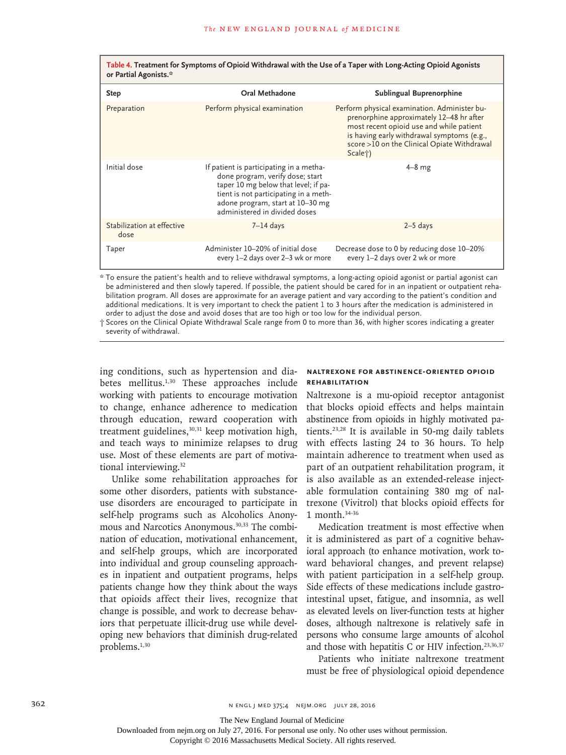**Table 4. Treatment for Symptoms of Opioid Withdrawal with the Use of a Taper with Long-Acting Opioid Agonists or Partial Agonists.***

| Step | Oral Methadone | Sublingual Buprenorphine |
|---|---|---|
| Preparation | Perform physical examination | Perform physical examination. Administer buprenorphine approximately 12–48 hr after most recent opioid use and while patient is having early withdrawal symptoms (e.g., score >10 on the Clinical Opiate Withdrawal Scale†) |
| Initial dose | If patient is participating in a methadone program, verify dose; start taper 10 mg below that level; if patient is not participating in a methadone program, start at 10–30 mg administered in divided doses | 4–8 mg |
| Stabilization at effective dose | 7–14 days | 2–5 days |
| Taper | Administer 10–20% of initial dose every 1–2 days over 2–3 wk or more | Decrease dose to 0 by reducing dose 10–20% every 1–2 days over 2 wk or more |

\* To ensure the patient's health and to relieve withdrawal symptoms, a long-acting opioid agonist or partial agonist can be administered and then slowly tapered. If possible, the patient should be cared for in an inpatient or outpatient rehabilitation program. All doses are approximate for an average patient and vary according to the patient's condition and additional medications. It is very important to check the patient 1 to 3 hours after the medication is administered in order to adjust the dose and avoid doses that are too high or too low for the individual person.

† Scores on the Clinical Opiate Withdrawal Scale range from 0 to more than 36, with higher scores indicating a greater severity of withdrawal.

ing conditions, such as hypertension and diabetes mellitus.[1,30] These approaches include working with patients to encourage motivation to change, enhance adherence to medication through education, reward cooperation with treatment guidelines,[30,31] keep motivation high, and teach ways to minimize relapses to drug use. Most of these elements are part of motivational interviewing.[32]

Unlike some rehabilitation approaches for some other disorders, patients with substance-use disorders are encouraged to participate in self-help programs such as Alcoholics Anonymous and Narcotics Anonymous.[30,33] The combination of education, motivational enhancement, and self-help groups, which are incorporated into individual and group counseling approaches in inpatient and outpatient programs, helps patients change how they think about the ways that opioids affect their lives, recognize that change is possible, and work to decrease behaviors that perpetuate illicit-drug use while developing new behaviors that diminish drug-related problems.[1,30]

### NALTREXONE FOR ABSTINENCE-ORIENTED OPIOID REHABILITATION

Naltrexone is a mu-opioid receptor antagonist that blocks opioid effects and helps maintain abstinence from opioids in highly motivated patients.[23,28] It is available in 50-mg daily tablets with effects lasting 24 to 36 hours. To help maintain adherence to treatment when used as part of an outpatient rehabilitation program, it is also available as an extended-release injectable formulation containing 380 mg of naltrexone (Vivitrol) that blocks opioid effects for 1 month.[34-36]

Medication treatment is most effective when it is administered as part of a cognitive behavioral approach (to enhance motivation, work toward behavioral changes, and prevent relapse) with patient participation in a self-help group. Side effects of these medications include gastrointestinal upset, fatigue, and insomnia, as well as elevated levels on liver-function tests at higher doses, although naltrexone is relatively safe in persons who consume large amounts of alcohol and those with hepatitis C or HIV infection.[23,36,37]

Patients who initiate naltrexone treatment must be free of physiological opioid dependence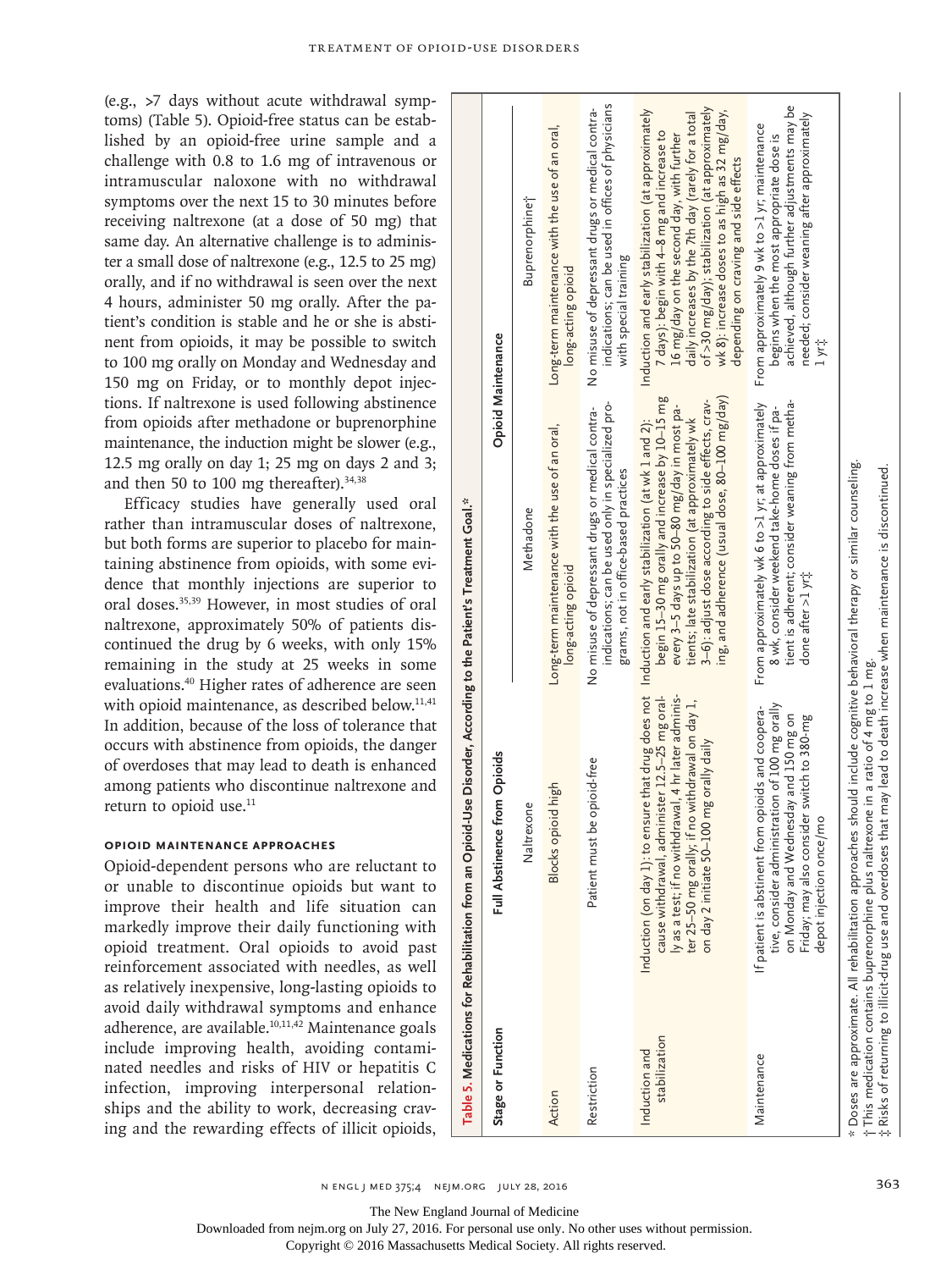(e.g., >7 days without acute withdrawal symptoms) (Table 5). Opioid-free status can be established by an opioid-free urine sample and a challenge with 0.8 to 1.6 mg of intravenous or intramuscular naloxone with no withdrawal symptoms over the next 15 to 30 minutes before receiving naltrexone (at a dose of 50 mg) that same day. An alternative challenge is to administer a small dose of naltrexone (e.g., 12.5 to 25 mg) orally, and if no withdrawal is seen over the next 4 hours, administer 50 mg orally. After the patient's condition is stable and he or she is abstinent from opioids, it may be possible to switch to 100 mg orally on Monday and Wednesday and 150 mg on Friday, or to monthly depot injections. If naltrexone is used following abstinence from opioids after methadone or buprenorphine maintenance, the induction might be slower (e.g., 12.5 mg orally on day 1; 25 mg on days 2 and 3; and then 50 to 100 mg thereafter).[34,38]

Efficacy studies have generally used oral rather than intramuscular doses of naltrexone, but both forms are superior to placebo for maintaining abstinence from opioids, with some evidence that monthly injections are superior to oral doses.[35,39] However, in most studies of oral naltrexone, approximately 50% of patients discontinued the drug by 6 weeks, with only 15% remaining in the study at 25 weeks in some evaluations.[40] Higher rates of adherence are seen with opioid maintenance, as described below.[11,41] In addition, because of the loss of tolerance that occurs with abstinence from opioids, the danger of overdoses that may lead to death is enhanced among patients who discontinue naltrexone and return to opioid use.[11]

### OPIOID MAINTENANCE APPROACHES

Opioid-dependent persons who are reluctant to or unable to discontinue opioids but want to improve their health and life situation can markedly improve their daily functioning with opioid treatment. Oral opioids to avoid past reinforcement associated with needles, as well as relatively inexpensive, long-lasting opioids to avoid daily withdrawal symptoms and enhance adherence, are available.[10,11,42] Maintenance goals include improving health, avoiding contaminated needles and risks of HIV or hepatitis C infection, improving interpersonal relationships and the ability to work, decreasing craving and the rewarding effects of illicit opioids,

**Table 5. Medications for Rehabilitation from an Opioid-Use Disorder, According to the Patient's Treatment Goal.***

| Stage or Function | Full Abstinence from Opioids | Opioid Maintenance | |
|---|---|---|---|
| | Naltrexone | Methadone | Buprenorphine† |
| Action | Blocks opioid high | Long-term maintenance with the use of an oral, long-acting opioid | Long-term maintenance with the use of an oral, long-acting opioid |
| Restriction | Patient must be opioid-free | No misuse of depressant drugs or medical contraindications; can be used only in specialized programs, not in office-based practices | No misuse of depressant drugs or medical contraindications; can be used in offices of physicians with special training |
| Induction and stabilization | Induction (on day 1): to ensure that drug does not cause withdrawal, administer 12.5–25 mg orally as a test; if no withdrawal, 4 hr later administer 25–50 mg orally; if no withdrawal on day 1, on day 2 initiate 50–100 mg orally daily | Induction and early stabilization (at wk 1 and 2): begin 15–30 mg orally and increase by 10–15 mg every 3–5 days up to 50–80 mg/day in most patients; late stabilization (at approximately wk 3–6): adjust dose according to side effects, craving, and adherence (usual dose, 80–100 mg/day) | Induction and early stabilization (at approximately 7 days): begin with 4–8 mg and increase to 16 mg/day on the second day, with further daily increases by the 7th day (rarely for a total of >30 mg/day); stabilization (at approximately wk 8): increase doses to as high as 32 mg/day, depending on craving and side effects |
| Maintenance | If patient is abstinent from opioids and cooperative, consider administration of 100 mg orally on Monday and Wednesday and 150 mg on Friday; may also consider switch to 380-mg depot injection once/mo | From approximately wk 6 to >1 yr; at approximately 8 wk, consider weekend take-home doses if patient is adherent; consider weaning from methadone after >1 yr‡ | From approximately 9 wk to >1 yr; maintenance begins when the most appropriate dose is achieved, although further adjustments may be needed; consider weaning after approximately 1 yr‡ |

\* Doses are approximate. All rehabilitation approaches should include cognitive behavioral therapy or similar counseling.
† This medication contains buprenorphine plus naltrexone in a ratio of 4 mg to 1 mg.
‡ Risks of returning to illicit-drug use and overdoses that may lead to death increase when maintenance is discontinued.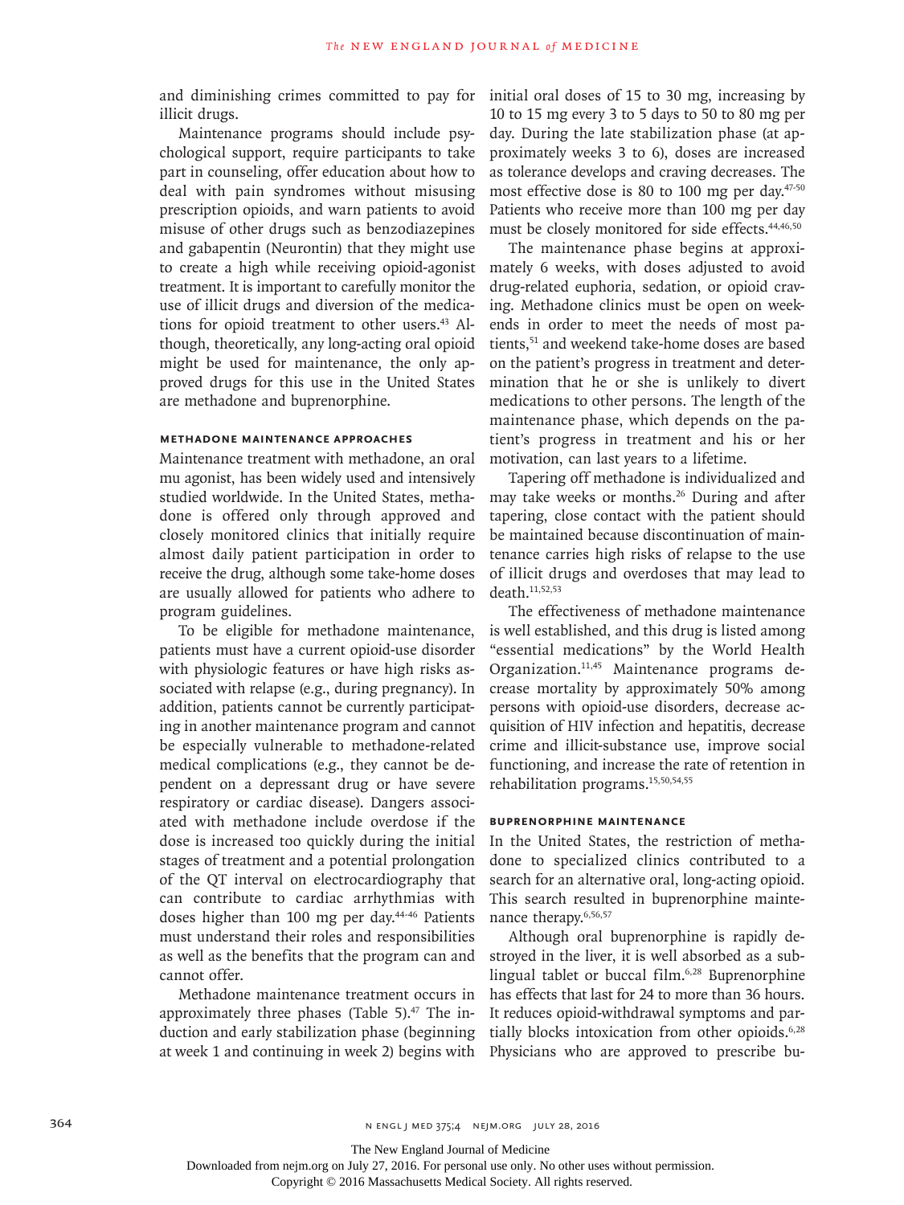and diminishing crimes committed to pay for illicit drugs.

Maintenance programs should include psychological support, require participants to take part in counseling, offer education about how to deal with pain syndromes without misusing prescription opioids, and warn patients to avoid misuse of other drugs such as benzodiazepines and gabapentin (Neurontin) that they might use to create a high while receiving opioid-agonist treatment. It is important to carefully monitor the use of illicit drugs and diversion of the medications for opioid treatment to other users.[43] Although, theoretically, any long-acting oral opioid might be used for maintenance, the only approved drugs for this use in the United States are methadone and buprenorphine.

### Methadone Maintenance Approaches

Maintenance treatment with methadone, an oral mu agonist, has been widely used and intensively studied worldwide. In the United States, methadone is offered only through approved and closely monitored clinics that initially require almost daily patient participation in order to receive the drug, although some take-home doses are usually allowed for patients who adhere to program guidelines.

To be eligible for methadone maintenance, patients must have a current opioid-use disorder with physiologic features or have high risks associated with relapse (e.g., during pregnancy). In addition, patients cannot be currently participating in another maintenance program and cannot be especially vulnerable to methadone-related medical complications (e.g., they cannot be dependent on a depressant drug or have severe respiratory or cardiac disease). Dangers associated with methadone include overdose if the dose is increased too quickly during the initial stages of treatment and a potential prolongation of the QT interval on electrocardiography that can contribute to cardiac arrhythmias with doses higher than 100 mg per day.[44-46] Patients must understand their roles and responsibilities as well as the benefits that the program can and cannot offer.

Methadone maintenance treatment occurs in approximately three phases (Table 5).[47] The induction and early stabilization phase (beginning at week 1 and continuing in week 2) begins with initial oral doses of 15 to 30 mg, increasing by 10 to 15 mg every 3 to 5 days to 50 to 80 mg per day. During the late stabilization phase (at approximately weeks 3 to 6), doses are increased as tolerance develops and craving decreases. The most effective dose is 80 to 100 mg per day.[47-50] Patients who receive more than 100 mg per day must be closely monitored for side effects.[44,46,50]

The maintenance phase begins at approximately 6 weeks, with doses adjusted to avoid drug-related euphoria, sedation, or opioid craving. Methadone clinics must be open on weekends in order to meet the needs of most patients,[51] and weekend take-home doses are based on the patient's progress in treatment and determination that he or she is unlikely to divert medications to other persons. The length of the maintenance phase, which depends on the patient's progress in treatment and his or her motivation, can last years to a lifetime.

Tapering off methadone is individualized and may take weeks or months.[26] During and after tapering, close contact with the patient should be maintained because discontinuation of maintenance carries high risks of relapse to the use of illicit drugs and overdoses that may lead to death.[11,52,53]

The effectiveness of methadone maintenance is well established, and this drug is listed among "essential medications" by the World Health Organization.[11,45] Maintenance programs decrease mortality by approximately 50% among persons with opioid-use disorders, decrease acquisition of HIV infection and hepatitis, decrease crime and illicit-substance use, improve social functioning, and increase the rate of retention in rehabilitation programs.[15,50,54,55]

### Buprenorphine Maintenance

In the United States, the restriction of methadone to specialized clinics contributed to a search for an alternative oral, long-acting opioid. This search resulted in buprenorphine maintenance therapy.[6,56,57]

Although oral buprenorphine is rapidly destroyed in the liver, it is well absorbed as a sublingual tablet or buccal film.[6,28] Buprenorphine has effects that last for 24 to more than 36 hours. It reduces opioid-withdrawal symptoms and partially blocks intoxication from other opioids.[6,28] Physicians who are approved to prescribe bu-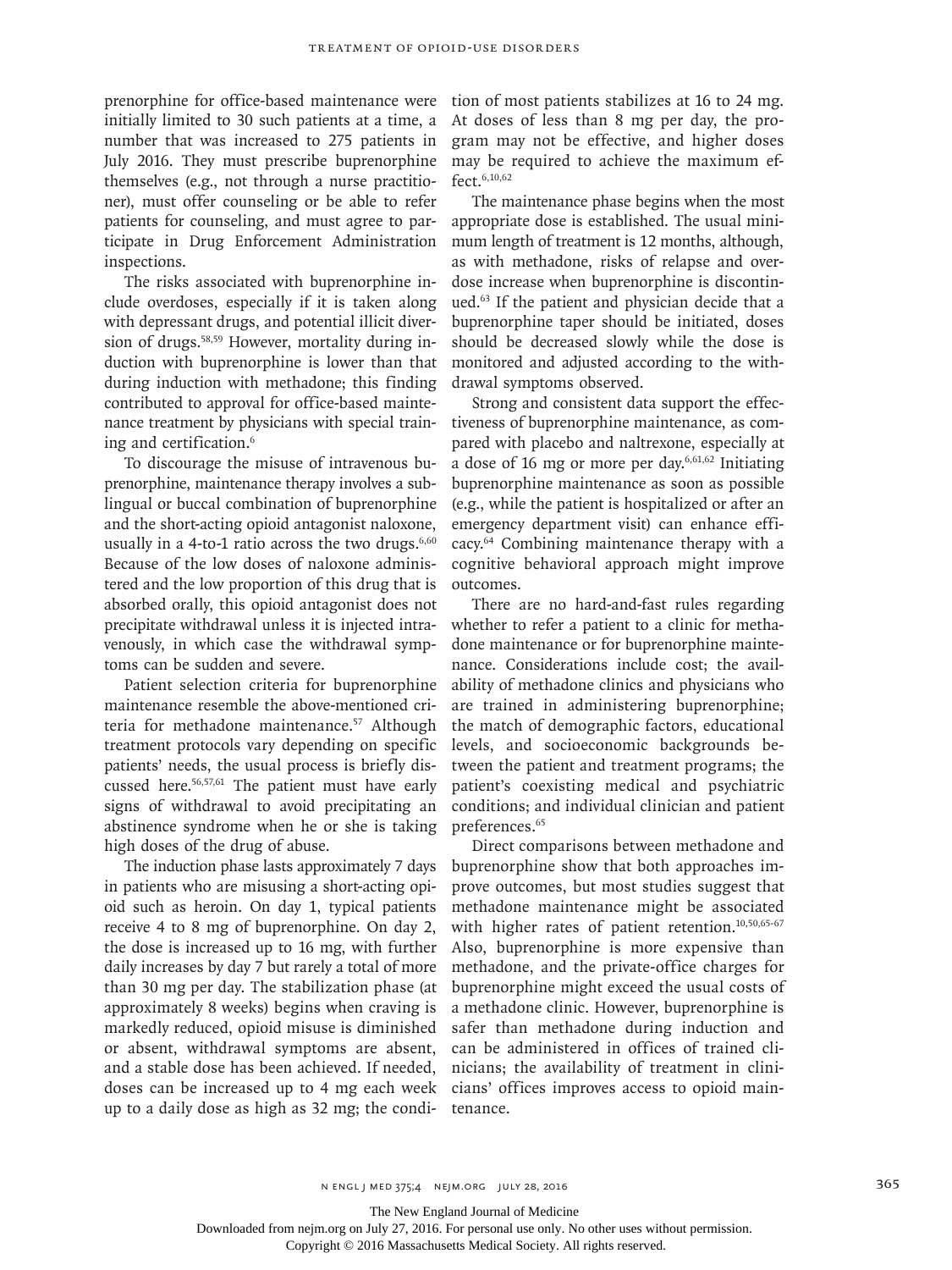prenorphine for office-based maintenance were initially limited to 30 such patients at a time, a number that was increased to 275 patients in July 2016. They must prescribe buprenorphine themselves (e.g., not through a nurse practitioner), must offer counseling or be able to refer patients for counseling, and must agree to participate in Drug Enforcement Administration inspections.

The risks associated with buprenorphine include overdoses, especially if it is taken along with depressant drugs, and potential illicit diversion of drugs.[58,59] However, mortality during induction with buprenorphine is lower than that during induction with methadone; this finding contributed to approval for office-based maintenance treatment by physicians with special training and certification.[6]

To discourage the misuse of intravenous buprenorphine, maintenance therapy involves a sublingual or buccal combination of buprenorphine and the short-acting opioid antagonist naloxone, usually in a 4-to-1 ratio across the two drugs.[6,60] Because of the low doses of naloxone administered and the low proportion of this drug that is absorbed orally, this opioid antagonist does not precipitate withdrawal unless it is injected intravenously, in which case the withdrawal symptoms can be sudden and severe.

Patient selection criteria for buprenorphine maintenance resemble the above-mentioned criteria for methadone maintenance.[57] Although treatment protocols vary depending on specific patients' needs, the usual process is briefly discussed here.[56,57,61] The patient must have early signs of withdrawal to avoid precipitating an abstinence syndrome when he or she is taking high doses of the drug of abuse.

The induction phase lasts approximately 7 days in patients who are misusing a short-acting opioid such as heroin. On day 1, typical patients receive 4 to 8 mg of buprenorphine. On day 2, the dose is increased up to 16 mg, with further daily increases by day 7 but rarely a total of more than 30 mg per day. The stabilization phase (at approximately 8 weeks) begins when craving is markedly reduced, opioid misuse is diminished or absent, withdrawal symptoms are absent, and a stable dose has been achieved. If needed, doses can be increased up to 4 mg each week up to a daily dose as high as 32 mg; the condition of most patients stabilizes at 16 to 24 mg. At doses of less than 8 mg per day, the program may not be effective, and higher doses may be required to achieve the maximum effect.[6,10,62]

The maintenance phase begins when the most appropriate dose is established. The usual minimum length of treatment is 12 months, although, as with methadone, risks of relapse and overdose increase when buprenorphine is discontinued.[63] If the patient and physician decide that a buprenorphine taper should be initiated, doses should be decreased slowly while the dose is monitored and adjusted according to the withdrawal symptoms observed.

Strong and consistent data support the effectiveness of buprenorphine maintenance, as compared with placebo and naltrexone, especially at a dose of 16 mg or more per day.[6,61,62] Initiating buprenorphine maintenance as soon as possible (e.g., while the patient is hospitalized or after an emergency department visit) can enhance efficacy.[64] Combining maintenance therapy with a cognitive behavioral approach might improve outcomes.

There are no hard-and-fast rules regarding whether to refer a patient to a clinic for methadone maintenance or for buprenorphine maintenance. Considerations include cost; the availability of methadone clinics and physicians who are trained in administering buprenorphine; the match of demographic factors, educational levels, and socioeconomic backgrounds between the patient and treatment programs; the patient's coexisting medical and psychiatric conditions; and individual clinician and patient preferences.[65]

Direct comparisons between methadone and buprenorphine show that both approaches improve outcomes, but most studies suggest that methadone maintenance might be associated with higher rates of patient retention.[10,50,65-67] Also, buprenorphine is more expensive than methadone, and the private-office charges for buprenorphine might exceed the usual costs of a methadone clinic. However, buprenorphine is safer than methadone during induction and can be administered in offices of trained clinicians; the availability of treatment in clinicians' offices improves access to opioid maintenance.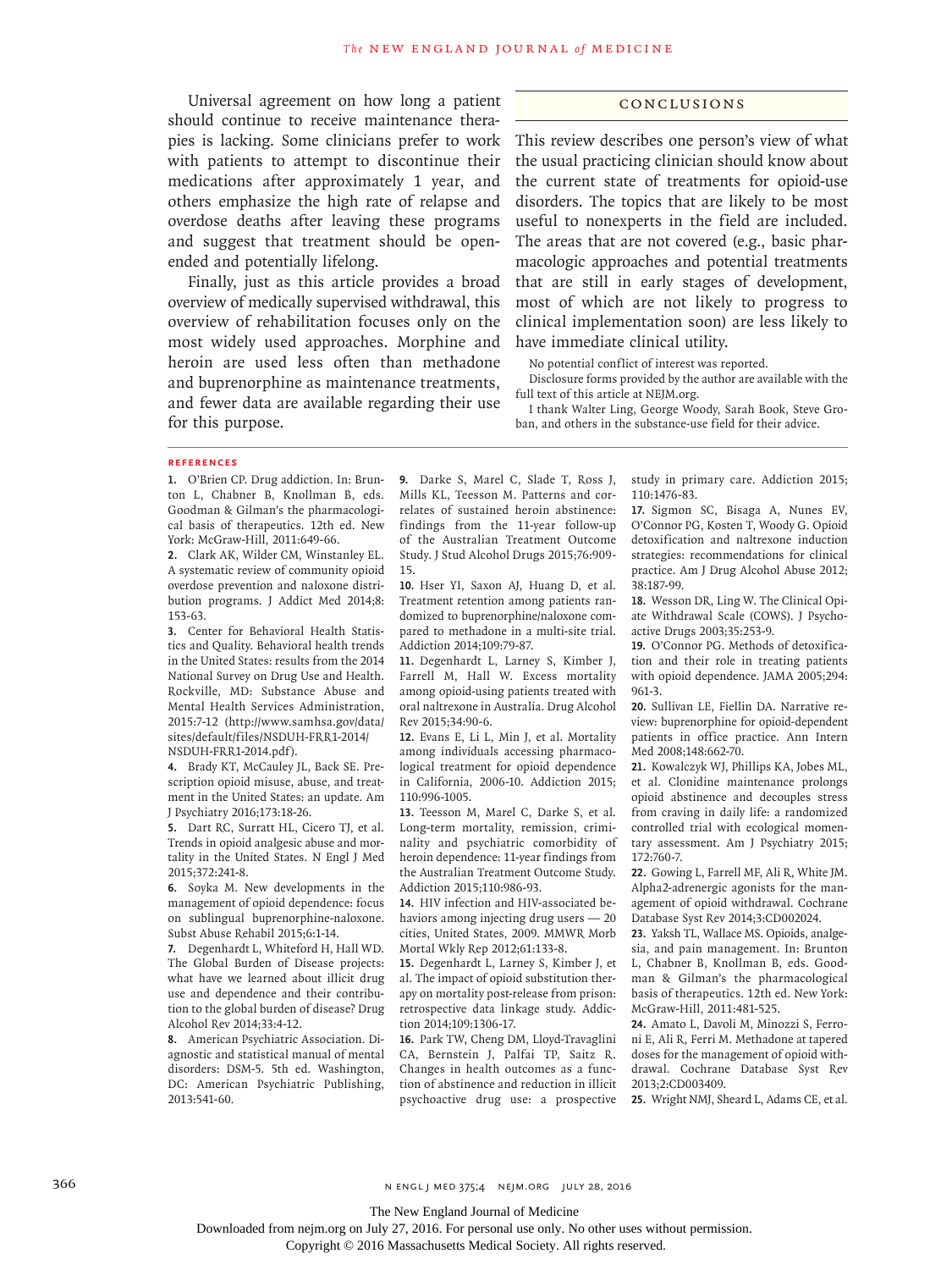Universal agreement on how long a patient should continue to receive maintenance therapies is lacking. Some clinicians prefer to work with patients to attempt to discontinue their medications after approximately 1 year, and others emphasize the high rate of relapse and overdose deaths after leaving these programs and suggest that treatment should be open-ended and potentially lifelong.

Finally, just as this article provides a broad overview of medically supervised withdrawal, this overview of rehabilitation focuses only on the most widely used approaches. Morphine and heroin are used less often than methadone and buprenorphine as maintenance treatments, and fewer data are available regarding their use for this purpose.

## Conclusions

This review describes one person's view of what the usual practicing clinician should know about the current state of treatments for opioid-use disorders. The topics that are likely to be most useful to nonexperts in the field are included. The areas that are not covered (e.g., basic pharmacologic approaches and potential treatments that are still in early stages of development, most of which are not likely to progress to clinical implementation soon) are less likely to have immediate clinical utility.

No potential conflict of interest was reported.

Disclosure forms provided by the author are available with the full text of this article at NEJM.org.

I thank Walter Ling, George Woody, Sarah Book, Steve Groban, and others in the substance-use field for their advice.

### References

1. O'Brien CP. Drug addiction. In: Brunton L, Chabner B, Knollman B, eds. Goodman & Gilman's the pharmacological basis of therapeutics. 12th ed. New York: McGraw-Hill, 2011:649-66.
2. Clark AK, Wilder CM, Winstanley EL. A systematic review of community opioid overdose prevention and naloxone distribution programs. J Addict Med 2014;8:153-63.
3. Center for Behavioral Health Statistics and Quality. Behavioral health trends in the United States: results from the 2014 National Survey on Drug Use and Health. Rockville, MD: Substance Abuse and Mental Health Services Administration, 2015:7-12 (http://www.samhsa.gov/data/sites/default/files/NSDUH-FRR1-2014/NSDUH-FRR1-2014.pdf).
4. Brady KT, McCauley JL, Back SE. Prescription opioid misuse, abuse, and treatment in the United States: an update. Am J Psychiatry 2016;173:18-26.
5. Dart RC, Surratt HL, Cicero TJ, et al. Trends in opioid analgesic abuse and mortality in the United States. N Engl J Med 2015;372:241-8.
6. Soyka M. New developments in the management of opioid dependence: focus on sublingual buprenorphine-naloxone. Subst Abuse Rehabil 2015;6:1-14.
7. Degenhardt L, Whiteford H, Hall WD. The Global Burden of Disease projects: what have we learned about illicit drug use and dependence and their contribution to the global burden of disease? Drug Alcohol Rev 2014;33:4-12.
8. American Psychiatric Association. Diagnostic and statistical manual of mental disorders: DSM-5. 5th ed. Washington, DC: American Psychiatric Publishing, 2013:541-60.
9. Darke S, Marel C, Slade T, Ross J, Mills KL, Teesson M. Patterns and correlates of sustained heroin abstinence: findings from the 11-year follow-up of the Australian Treatment Outcome Study. J Stud Alcohol Drugs 2015;76:909-15.
10. Hser YI, Saxon AJ, Huang D, et al. Treatment retention among patients randomized to buprenorphine/naloxone compared to methadone in a multi-site trial. Addiction 2014;109:79-87.
11. Degenhardt L, Larney S, Kimber J, Farrell M, Hall W. Excess mortality among opioid-using patients treated with oral naltrexone in Australia. Drug Alcohol Rev 2015;34:90-6.
12. Evans E, Li L, Min J, et al. Mortality among individuals accessing pharmacological treatment for opioid dependence in California, 2006-10. Addiction 2015;110:996-1005.
13. Teesson M, Marel C, Darke S, et al. Long-term mortality, remission, criminality and psychiatric comorbidity of heroin dependence: 11-year findings from the Australian Treatment Outcome Study. Addiction 2015;110:986-93.
14. HIV infection and HIV-associated behaviors among injecting drug users — 20 cities, United States, 2009. MMWR Morb Mortal Wkly Rep 2012;61:133-8.
15. Degenhardt L, Larney S, Kimber J, et al. The impact of opioid substitution therapy on mortality post-release from prison: retrospective data linkage study. Addiction 2014;109:1306-17.
16. Park TW, Cheng DM, Lloyd-Travaglini CA, Bernstein J, Palfai TP, Saitz R. Changes in health outcomes as a function of abstinence and reduction in illicit psychoactive drug use: a prospective study in primary care. Addiction 2015;110:1476-83.
17. Sigmon SC, Bisaga A, Nunes EV, O'Connor PG, Kosten T, Woody G. Opioid detoxification and naltrexone induction strategies: recommendations for clinical practice. Am J Drug Alcohol Abuse 2012;38:187-99.
18. Wesson DR, Ling W. The Clinical Opiate Withdrawal Scale (COWS). J Psychoactive Drugs 2003;35:253-9.
19. O'Connor PG. Methods of detoxification and their role in treating patients with opioid dependence. JAMA 2005;294:961-3.
20. Sullivan LE, Fiellin DA. Narrative review: buprenorphine for opioid-dependent patients in office practice. Ann Intern Med 2008;148:662-70.
21. Kowalczyk WJ, Phillips KA, Jobes ML, et al. Clonidine maintenance prolongs opioid abstinence and decouples stress from craving in daily life: a randomized controlled trial with ecological momentary assessment. Am J Psychiatry 2015;172:760-7.
22. Gowing L, Farrell MF, Ali R, White JM. Alpha2-adrenergic agonists for the management of opioid withdrawal. Cochrane Database Syst Rev 2014;3:CD002024.
23. Yaksh TL, Wallace MS. Opioids, analgesia, and pain management. In: Brunton L, Chabner B, Knollman B, eds. Goodman & Gilman's the pharmacological basis of therapeutics. 12th ed. New York: McGraw-Hill, 2011:481-525.
24. Amato L, Davoli M, Minozzi S, Ferroni E, Ali R, Ferri M. Methadone at tapered doses for the management of opioid withdrawal. Cochrane Database Syst Rev 2013;2:CD003409.
25. Wright NMJ, Sheard L, Adams CE, et al.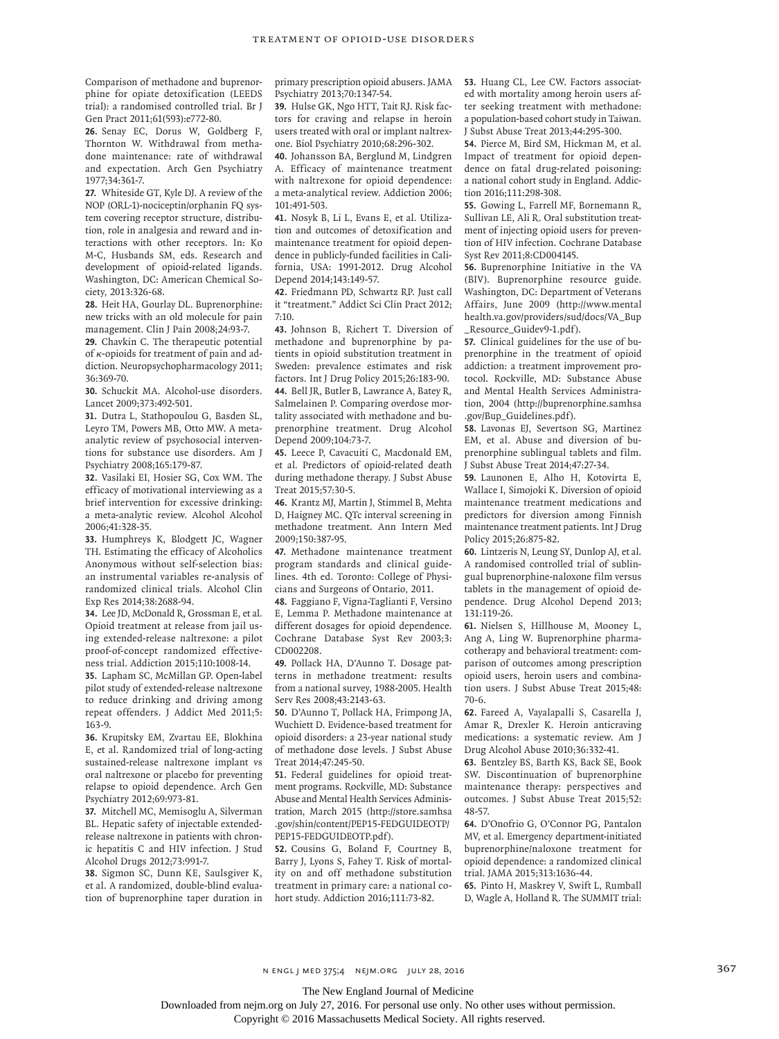Comparison of methadone and buprenorphine for opiate detoxification (LEEDS trial): a randomised controlled trial. Br J Gen Pract 2011;61(593):e772-80.

**26.** Senay EC, Dorus W, Goldberg F, Thornton W. Withdrawal from methadone maintenance: rate of withdrawal and expectation. Arch Gen Psychiatry 1977;34:361-7.

**27.** Whiteside GT, Kyle DJ. A review of the NOP (ORL-1)-nociceptin/orphanin FQ system covering receptor structure, distribution, role in analgesia and reward and interactions with other receptors. In: Ko M-C, Husbands SM, eds. Research and development of opioid-related ligands. Washington, DC: American Chemical Society, 2013:326-68.

**28.** Heit HA, Gourlay DL. Buprenorphine: new tricks with an old molecule for pain management. Clin J Pain 2008;24:93-7.

**29.** Chavkin C. The therapeutic potential of κ-opioids for treatment of pain and addiction. Neuropsychopharmacology 2011; 36:369-70.

**30.** Schuckit MA. Alcohol-use disorders. Lancet 2009;373:492-501.

**31.** Dutra L, Stathopoulou G, Basden SL, Leyro TM, Powers MB, Otto MW. A meta-analytic review of psychosocial interventions for substance use disorders. Am J Psychiatry 2008;165:179-87.

**32.** Vasilaki EI, Hosier SG, Cox WM. The efficacy of motivational interviewing as a brief intervention for excessive drinking: a meta-analytic review. Alcohol Alcohol 2006;41:328-35.

**33.** Humphreys K, Blodgett JC, Wagner TH. Estimating the efficacy of Alcoholics Anonymous without self-selection bias: an instrumental variables re-analysis of randomized clinical trials. Alcohol Clin Exp Res 2014;38:2688-94.

**34.** Lee JD, McDonald R, Grossman E, et al. Opioid treatment at release from jail using extended-release naltrexone: a pilot proof-of-concept randomized effectiveness trial. Addiction 2015;110:1008-14.

**35.** Lapham SC, McMillan GP. Open-label pilot study of extended-release naltrexone to reduce drinking and driving among repeat offenders. J Addict Med 2011;5: 163-9.

**36.** Krupitsky EM, Zvartau EE, Blokhina E, et al. Randomized trial of long-acting sustained-release naltrexone implant vs oral naltrexone or placebo for preventing relapse to opioid dependence. Arch Gen Psychiatry 2012;69:973-81.

**37.** Mitchell MC, Memisoglu A, Silverman BL. Hepatic safety of injectable extended-release naltrexone in patients with chronic hepatitis C and HIV infection. J Stud Alcohol Drugs 2012;73:991-7.

**38.** Sigmon SC, Dunn KE, Saulsgiver K, et al. A randomized, double-blind evaluation of buprenorphine taper duration in primary prescription opioid abusers. JAMA Psychiatry 2013;70:1347-54.

**39.** Hulse GK, Ngo HTT, Tait RJ. Risk factors for craving and relapse in heroin users treated with oral or implant naltrexone. Biol Psychiatry 2010;68:296-302.

**40.** Johansson BA, Berglund M, Lindgren A. Efficacy of maintenance treatment with naltrexone for opioid dependence: a meta-analytical review. Addiction 2006; 101:491-503.

**41.** Nosyk B, Li L, Evans E, et al. Utilization and outcomes of detoxification and maintenance treatment for opioid dependence in publicly-funded facilities in California, USA: 1991-2012. Drug Alcohol Depend 2014;143:149-57.

**42.** Friedmann PD, Schwartz RP. Just call it "treatment." Addict Sci Clin Pract 2012; 7:10.

**43.** Johnson B, Richert T. Diversion of methadone and buprenorphine by patients in opioid substitution treatment in Sweden: prevalence estimates and risk factors. Int J Drug Policy 2015;26:183-90.

**44.** Bell JR, Butler B, Lawrance A, Batey R, Salmelainen P. Comparing overdose mortality associated with methadone and buprenorphine treatment. Drug Alcohol Depend 2009;104:73-7.

**45.** Leece P, Cavacuiti C, Macdonald EM, et al. Predictors of opioid-related death during methadone therapy. J Subst Abuse Treat 2015;57:30-5.

**46.** Krantz MJ, Martin J, Stimmel B, Mehta D, Haigney MC. QTc interval screening in methadone treatment. Ann Intern Med 2009;150:387-95.

**47.** Methadone maintenance treatment program standards and clinical guidelines. 4th ed. Toronto: College of Physicians and Surgeons of Ontario, 2011.

**48.** Faggiano F, Vigna-Taglianti F, Versino E, Lemma P. Methadone maintenance at different dosages for opioid dependence. Cochrane Database Syst Rev 2003;3: CD002208.

**49.** Pollack HA, D'Aunno T. Dosage patterns in methadone treatment: results from a national survey, 1988-2005. Health Serv Res 2008;43:2143-63.

**50.** D'Aunno T, Pollack HA, Frimpong JA, Wuchiett D. Evidence-based treatment for opioid disorders: a 23-year national study of methadone dose levels. J Subst Abuse Treat 2014;47:245-50.

**51.** Federal guidelines for opioid treatment programs. Rockville, MD: Substance Abuse and Mental Health Services Administration, March 2015 (http://store.samhsa.gov/shin/content/PEP15-FEDGUIDEOTP/PEP15-FEDGUIDEOTP.pdf).

**52.** Cousins G, Boland F, Courtney B, Barry J, Lyons S, Fahey T. Risk of mortality on and off methadone substitution treatment in primary care: a national cohort study. Addiction 2016;111:73-82.

**53.** Huang CL, Lee CW. Factors associated with mortality among heroin users after seeking treatment with methadone: a population-based cohort study in Taiwan. J Subst Abuse Treat 2013;44:295-300.

**54.** Pierce M, Bird SM, Hickman M, et al. Impact of treatment for opioid dependence on fatal drug-related poisoning: a national cohort study in England. Addiction 2016;111:298-308.

**55.** Gowing L, Farrell MF, Bornemann R, Sullivan LE, Ali R. Oral substitution treatment of injecting opioid users for prevention of HIV infection. Cochrane Database Syst Rev 2011;8:CD004145.

**56.** Buprenorphine Initiative in the VA (BIV). Buprenorphine resource guide. Washington, DC: Department of Veterans Affairs, June 2009 (http://www.mentalhealth.va.gov/providers/sud/docs/VA_Bup_Resource_Guidev9-1.pdf).

**57.** Clinical guidelines for the use of buprenorphine in the treatment of opioid addiction: a treatment improvement protocol. Rockville, MD: Substance Abuse and Mental Health Services Administration, 2004 (http://buprenorphine.samhsa.gov/Bup_Guidelines.pdf).

**58.** Lavonas EJ, Severtson SG, Martinez EM, et al. Abuse and diversion of buprenorphine sublingual tablets and film. J Subst Abuse Treat 2014;47:27-34.

**59.** Launonen E, Alho H, Kotovirta E, Wallace I, Simojoki K. Diversion of opioid maintenance treatment medications and predictors for diversion among Finnish maintenance treatment patients. Int J Drug Policy 2015;26:875-82.

**60.** Lintzeris N, Leung SY, Dunlop AJ, et al. A randomised controlled trial of sublingual buprenorphine-naloxone film versus tablets in the management of opioid dependence. Drug Alcohol Depend 2013; 131:119-26.

**61.** Nielsen S, Hillhouse M, Mooney L, Ang A, Ling W. Buprenorphine pharmacotherapy and behavioral treatment: comparison of outcomes among prescription opioid users, heroin users and combination users. J Subst Abuse Treat 2015;48: 70-6.

**62.** Fareed A, Vayalapalli S, Casarella J, Amar R, Drexler K. Heroin anticraving medications: a systematic review. Am J Drug Alcohol Abuse 2010;36:332-41.

**63.** Bentzley BS, Barth KS, Back SE, Book SW. Discontinuation of buprenorphine maintenance therapy: perspectives and outcomes. J Subst Abuse Treat 2015;52: 48-57.

**64.** D'Onofrio G, O'Connor PG, Pantalon MV, et al. Emergency department-initiated buprenorphine/naloxone treatment for opioid dependence: a randomized clinical trial. JAMA 2015;313:1636-44.

**65.** Pinto H, Maskrey V, Swift L, Rumball D, Wagle A, Holland R. The SUMMIT trial: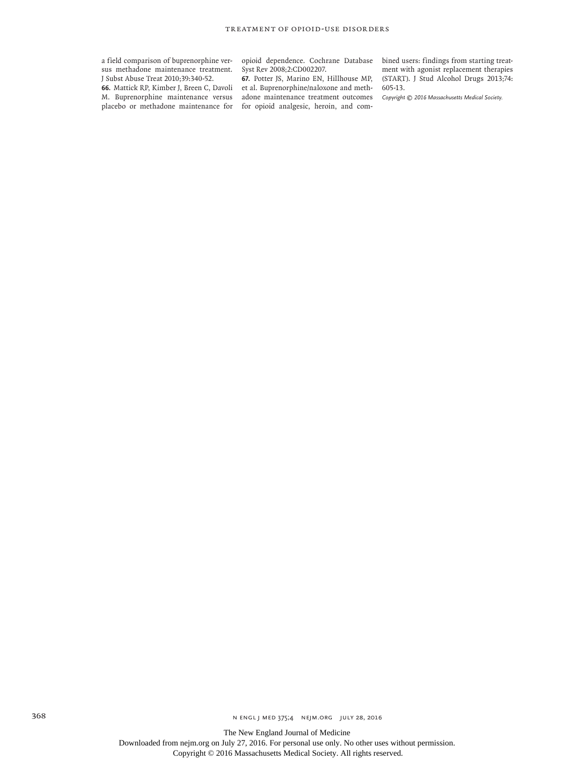a field comparison of buprenorphine versus methadone maintenance treatment. J Subst Abuse Treat 2010;39:340-52.

**66.** Mattick RP, Kimber J, Breen C, Davoli M. Buprenorphine maintenance versus placebo or methadone maintenance for opioid dependence. Cochrane Database Syst Rev 2008;2:CD002207.

**67.** Potter JS, Marino EN, Hillhouse MP, et al. Buprenorphine/naloxone and methadone maintenance treatment outcomes for opioid analgesic, heroin, and combined users: findings from starting treatment with agonist replacement therapies (START). J Stud Alcohol Drugs 2013;74:605-13.

*Copyright © 2016 Massachusetts Medical Society.*